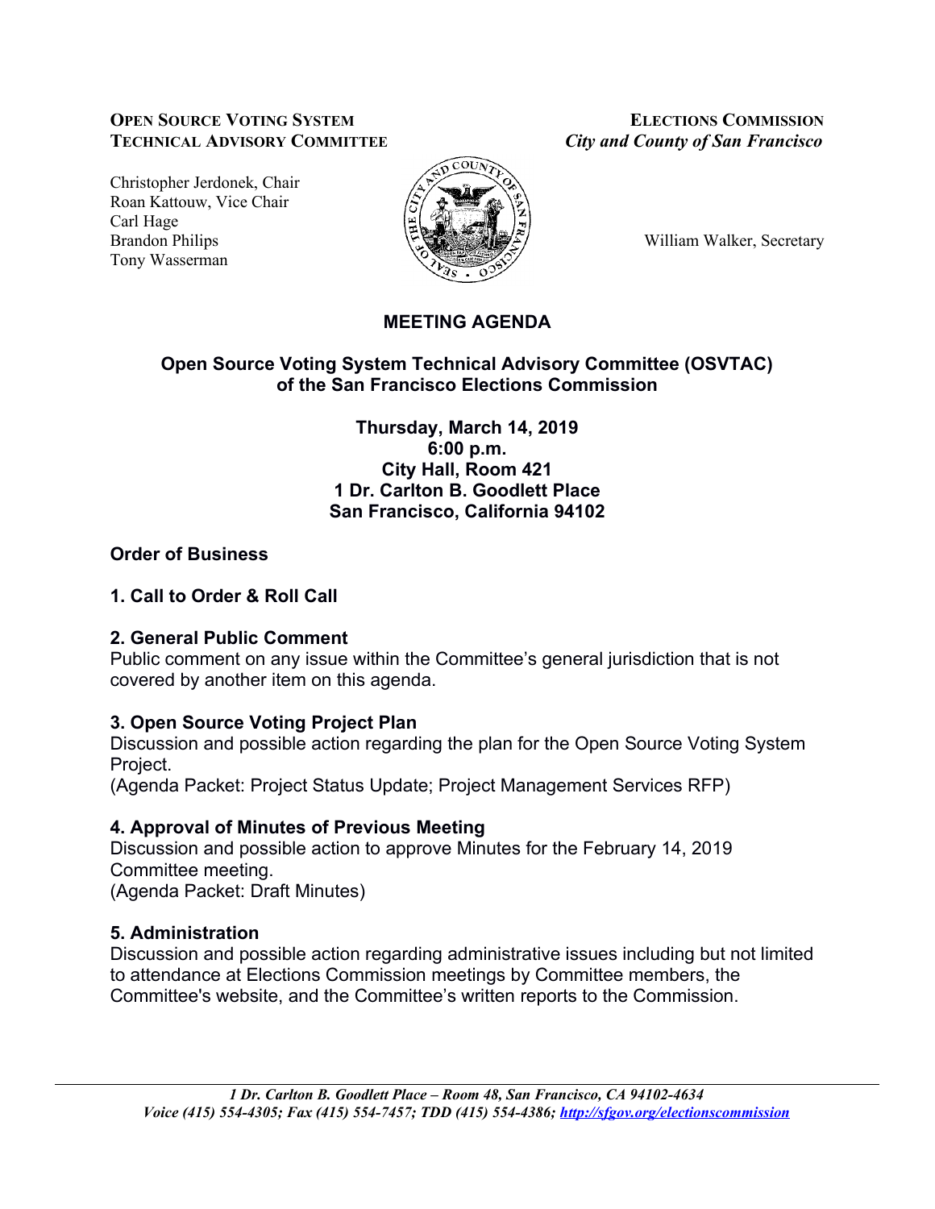**OPEN SOURCE VOTING SYSTEM TECHNICAL ADVISORY COMMITTEE**

**ELECTIONS COMMISSION**
*City and County of San Francisco*

Christopher Jerdonek, Chair
Roan Kattouw, Vice Chair
Carl Hage
Brandon Philips
Tony Wasserman

William Walker, Secretary

# MEETING AGENDA

## Open Source Voting System Technical Advisory Committee (OSVTAC) of the San Francisco Elections Commission

**Thursday, March 14, 2019**
**6:00 p.m.**
**City Hall, Room 421**
**1 Dr. Carlton B. Goodlett Place**
**San Francisco, California 94102**

## Order of Business

### 1. Call to Order & Roll Call

### 2. General Public Comment

Public comment on any issue within the Committee's general jurisdiction that is not covered by another item on this agenda.

### 3. Open Source Voting Project Plan

Discussion and possible action regarding the plan for the Open Source Voting System Project.
(Agenda Packet: Project Status Update; Project Management Services RFP)

### 4. Approval of Minutes of Previous Meeting

Discussion and possible action to approve Minutes for the February 14, 2019 Committee meeting.
(Agenda Packet: Draft Minutes)

### 5. Administration

Discussion and possible action regarding administrative issues including but not limited to attendance at Elections Commission meetings by Committee members, the Committee's website, and the Committee's written reports to the Commission.

*1 Dr. Carlton B. Goodlett Place – Room 48, San Francisco, CA 94102-4634*
*Voice (415) 554-4305; Fax (415) 554-7457; TDD (415) 554-4386; http://sfgov.org/electionscommission*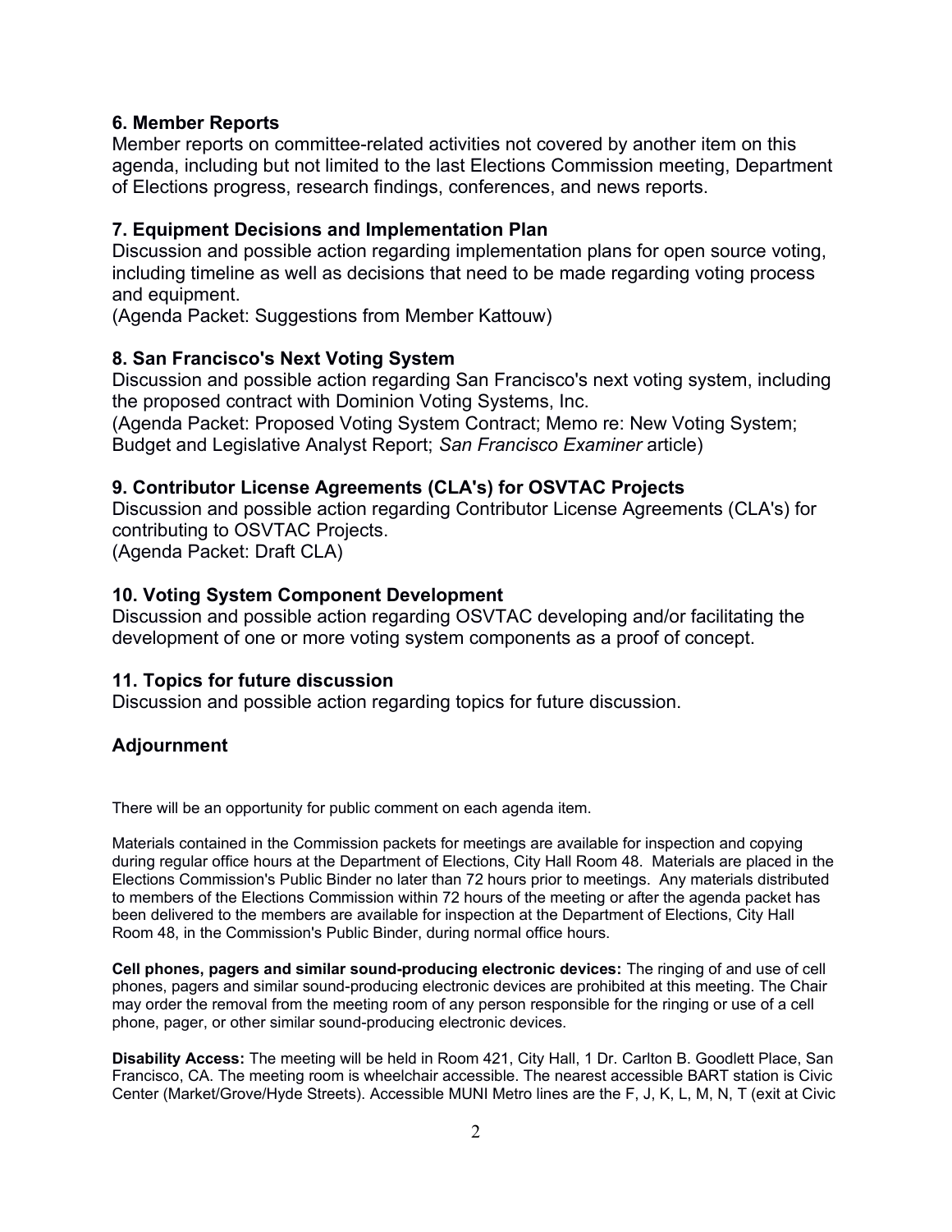### 6. Member Reports

Member reports on committee-related activities not covered by another item on this agenda, including but not limited to the last Elections Commission meeting, Department of Elections progress, research findings, conferences, and news reports.

### 7. Equipment Decisions and Implementation Plan

Discussion and possible action regarding implementation plans for open source voting, including timeline as well as decisions that need to be made regarding voting process and equipment.
(Agenda Packet: Suggestions from Member Kattouw)

### 8. San Francisco's Next Voting System

Discussion and possible action regarding San Francisco's next voting system, including the proposed contract with Dominion Voting Systems, Inc.
(Agenda Packet: Proposed Voting System Contract; Memo re: New Voting System; Budget and Legislative Analyst Report; *San Francisco Examiner* article)

### 9. Contributor License Agreements (CLA's) for OSVTAC Projects

Discussion and possible action regarding Contributor License Agreements (CLA's) for contributing to OSVTAC Projects.
(Agenda Packet: Draft CLA)

### 10. Voting System Component Development

Discussion and possible action regarding OSVTAC developing and/or facilitating the development of one or more voting system components as a proof of concept.

### 11. Topics for future discussion

Discussion and possible action regarding topics for future discussion.

### Adjournment

There will be an opportunity for public comment on each agenda item.

Materials contained in the Commission packets for meetings are available for inspection and copying during regular office hours at the Department of Elections, City Hall Room 48. Materials are placed in the Elections Commission's Public Binder no later than 72 hours prior to meetings. Any materials distributed to members of the Elections Commission within 72 hours of the meeting or after the agenda packet has been delivered to the members are available for inspection at the Department of Elections, City Hall Room 48, in the Commission's Public Binder, during normal office hours.

**Cell phones, pagers and similar sound-producing electronic devices:** The ringing of and use of cell phones, pagers and similar sound-producing electronic devices are prohibited at this meeting. The Chair may order the removal from the meeting room of any person responsible for the ringing or use of a cell phone, pager, or other similar sound-producing electronic devices.

**Disability Access:** The meeting will be held in Room 421, City Hall, 1 Dr. Carlton B. Goodlett Place, San Francisco, CA. The meeting room is wheelchair accessible. The nearest accessible BART station is Civic Center (Market/Grove/Hyde Streets). Accessible MUNI Metro lines are the F, J, K, L, M, N, T (exit at Civic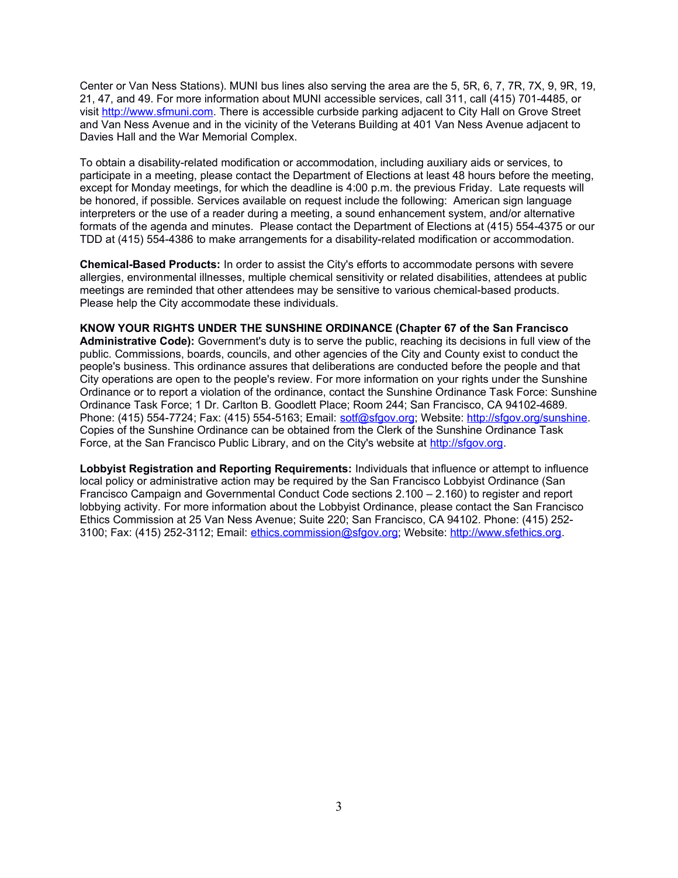Center or Van Ness Stations). MUNI bus lines also serving the area are the 5, 5R, 6, 7, 7R, 7X, 9, 9R, 19, 21, 47, and 49. For more information about MUNI accessible services, call 311, call (415) 701-4485, or visit http://www.sfmuni.com. There is accessible curbside parking adjacent to City Hall on Grove Street and Van Ness Avenue and in the vicinity of the Veterans Building at 401 Van Ness Avenue adjacent to Davies Hall and the War Memorial Complex.

To obtain a disability-related modification or accommodation, including auxiliary aids or services, to participate in a meeting, please contact the Department of Elections at least 48 hours before the meeting, except for Monday meetings, for which the deadline is 4:00 p.m. the previous Friday. Late requests will be honored, if possible. Services available on request include the following: American sign language interpreters or the use of a reader during a meeting, a sound enhancement system, and/or alternative formats of the agenda and minutes. Please contact the Department of Elections at (415) 554-4375 or our TDD at (415) 554-4386 to make arrangements for a disability-related modification or accommodation.

**Chemical-Based Products:** In order to assist the City's efforts to accommodate persons with severe allergies, environmental illnesses, multiple chemical sensitivity or related disabilities, attendees at public meetings are reminded that other attendees may be sensitive to various chemical-based products. Please help the City accommodate these individuals.

**KNOW YOUR RIGHTS UNDER THE SUNSHINE ORDINANCE (Chapter 67 of the San Francisco Administrative Code):** Government's duty is to serve the public, reaching its decisions in full view of the public. Commissions, boards, councils, and other agencies of the City and County exist to conduct the people's business. This ordinance assures that deliberations are conducted before the people and that City operations are open to the people's review. For more information on your rights under the Sunshine Ordinance or to report a violation of the ordinance, contact the Sunshine Ordinance Task Force: Sunshine Ordinance Task Force; 1 Dr. Carlton B. Goodlett Place; Room 244; San Francisco, CA 94102-4689. Phone: (415) 554-7724; Fax: (415) 554-5163; Email: sotf@sfgov.org; Website: http://sfgov.org/sunshine. Copies of the Sunshine Ordinance can be obtained from the Clerk of the Sunshine Ordinance Task Force, at the San Francisco Public Library, and on the City's website at http://sfgov.org.

**Lobbyist Registration and Reporting Requirements:** Individuals that influence or attempt to influence local policy or administrative action may be required by the San Francisco Lobbyist Ordinance (San Francisco Campaign and Governmental Conduct Code sections 2.100 – 2.160) to register and report lobbying activity. For more information about the Lobbyist Ordinance, please contact the San Francisco Ethics Commission at 25 Van Ness Avenue; Suite 220; San Francisco, CA 94102. Phone: (415) 252-3100; Fax: (415) 252-3112; Email: ethics.commission@sfgov.org; Website: http://www.sfethics.org.